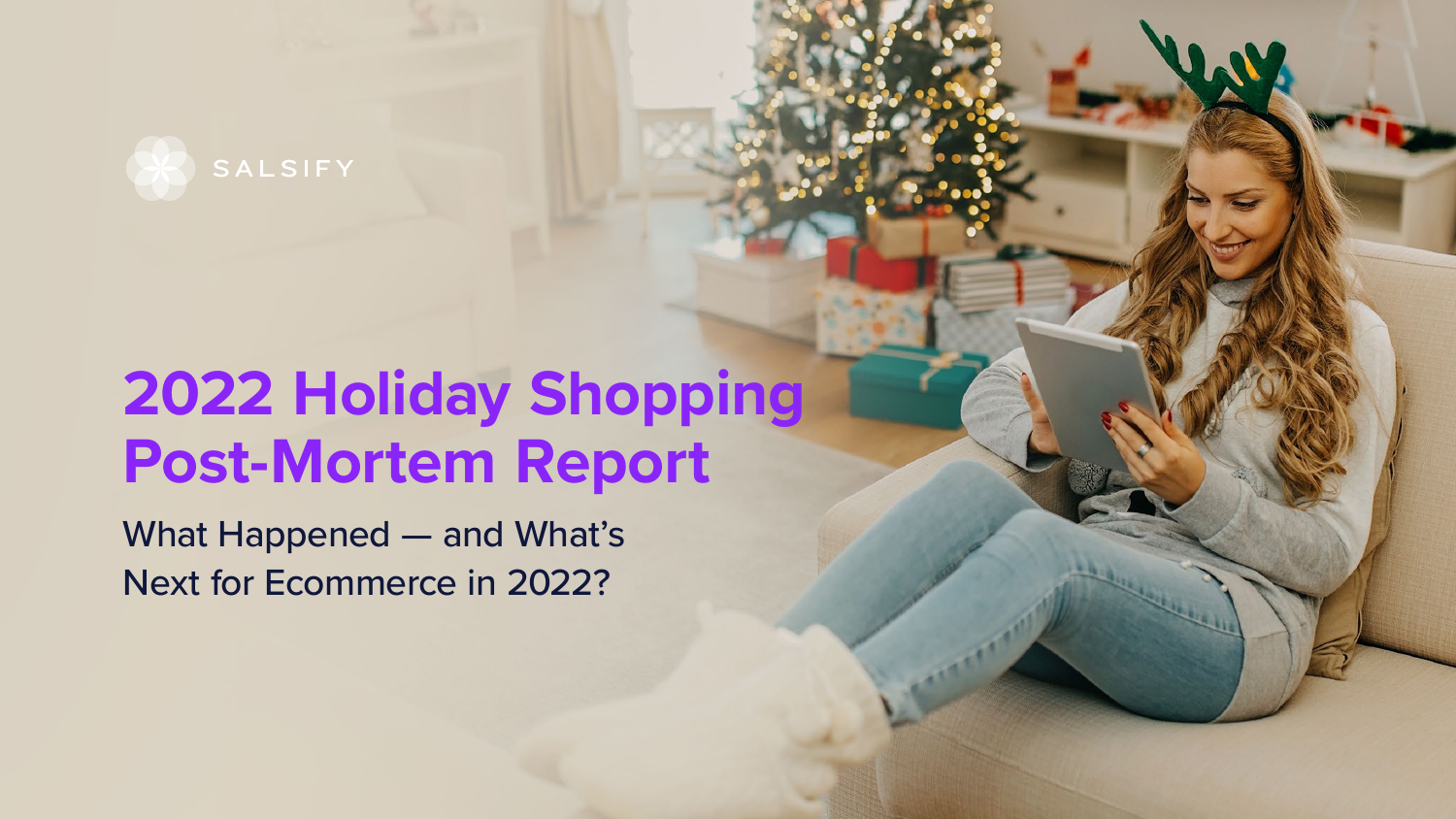SALSIFY

# 2022 Holiday Shopping Post-Mortem Report

## What Happened — and What's Next for Ecommerce in 2022?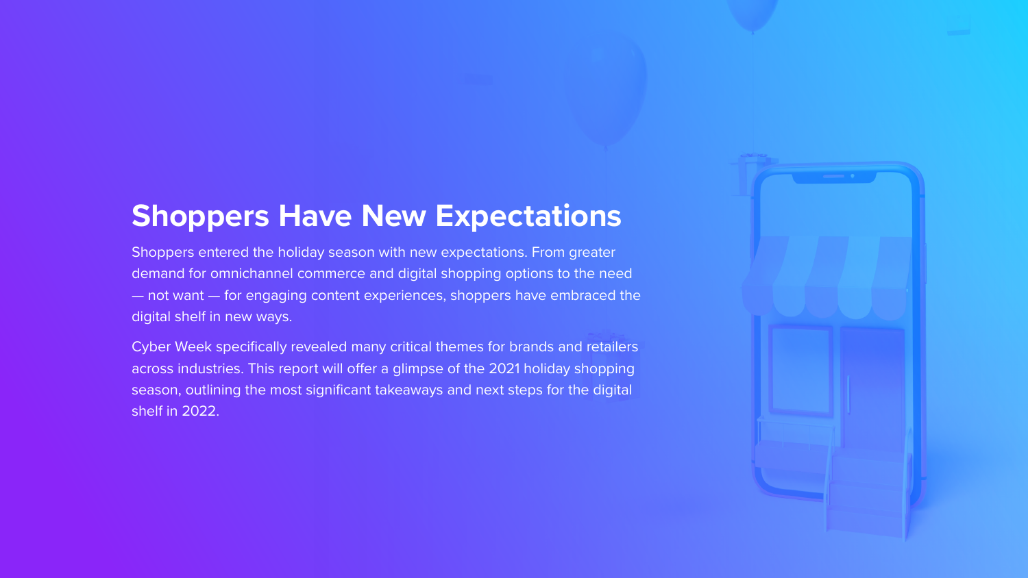## Shoppers Have New Expectations

Shoppers entered the holiday season with new expectations. From greater demand for omnichannel commerce and digital shopping options to the need — not want — for engaging content experiences, shoppers have embraced the digital shelf in new ways.

Cyber Week specifically revealed many critical themes for brands and retailers across industries. This report will offer a glimpse of the 2021 holiday shopping season, outlining the most significant takeaways and next steps for the digital shelf in 2022.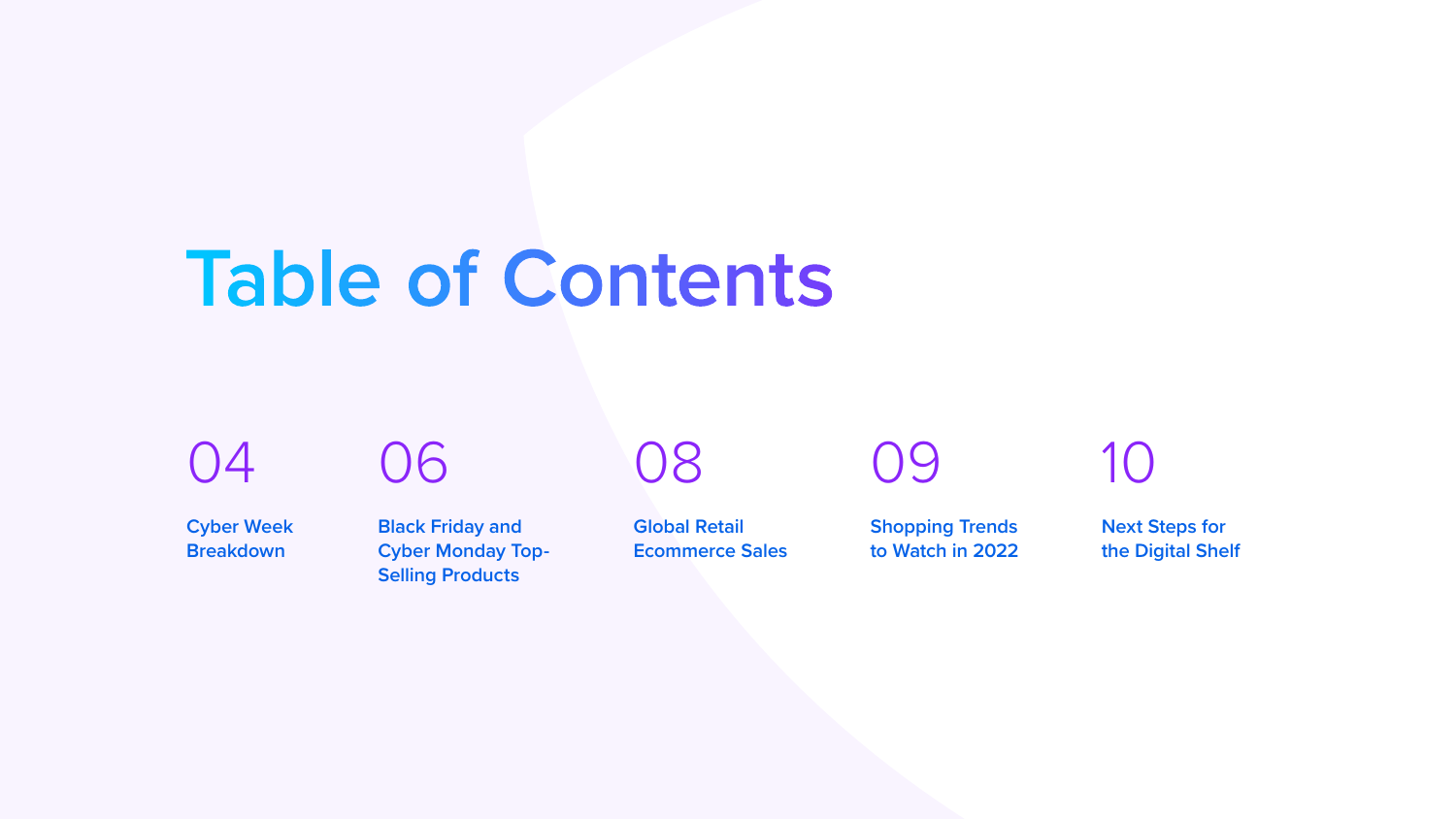# Table of Contents

04 — Cyber Week Breakdown

06 — Black Friday and Cyber Monday Top-Selling Products

08 — Global Retail Ecommerce Sales

09 — Shopping Trends to Watch in 2022

10 — Next Steps for the Digital Shelf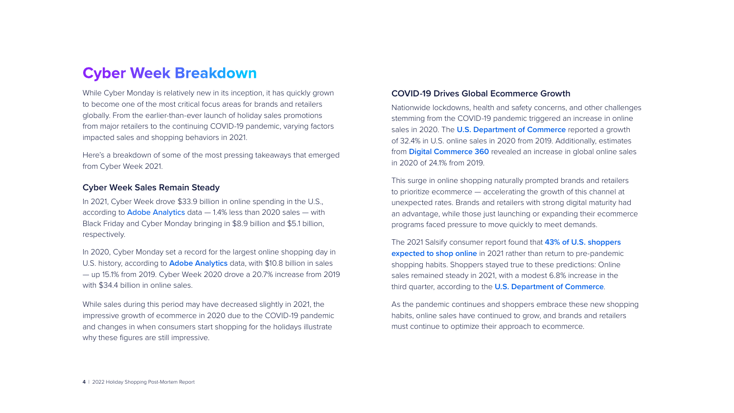# Cyber Week Breakdown

While Cyber Monday is relatively new in its inception, it has quickly grown to become one of the most critical focus areas for brands and retailers globally. From the earlier-than-ever launch of holiday sales promotions from major retailers to the continuing COVID-19 pandemic, varying factors impacted sales and shopping behaviors in 2021.

Here's a breakdown of some of the most pressing takeaways that emerged from Cyber Week 2021.

### Cyber Week Sales Remain Steady

In 2021, Cyber Week drove $33.9 billion in online spending in the U.S., according to **Adobe Analytics** data — 1.4% less than 2020 sales — with Black Friday and Cyber Monday bringing in $8.9 billion and $5.1 billion, respectively.

In 2020, Cyber Monday set a record for the largest online shopping day in U.S. history, according to **Adobe Analytics** data, with $10.8 billion in sales — up 15.1% from 2019. Cyber Week 2020 drove a 20.7% increase from 2019 with $34.4 billion in online sales.

While sales during this period may have decreased slightly in 2021, the impressive growth of ecommerce in 2020 due to the COVID-19 pandemic and changes in when consumers start shopping for the holidays illustrate why these figures are still impressive.

### COVID-19 Drives Global Ecommerce Growth

Nationwide lockdowns, health and safety concerns, and other challenges stemming from the COVID-19 pandemic triggered an increase in online sales in 2020. The **U.S. Department of Commerce** reported a growth of 32.4% in U.S. online sales in 2020 from 2019. Additionally, estimates from **Digital Commerce 360** revealed an increase in global online sales in 2020 of 24.1% from 2019.

This surge in online shopping naturally prompted brands and retailers to prioritize ecommerce — accelerating the growth of this channel at unexpected rates. Brands and retailers with strong digital maturity had an advantage, while those just launching or expanding their ecommerce programs faced pressure to move quickly to meet demands.

The 2021 Salsify consumer report found that **43% of U.S. shoppers expected to shop online** in 2021 rather than return to pre-pandemic shopping habits. Shoppers stayed true to these predictions: Online sales remained steady in 2021, with a modest 6.8% increase in the third quarter, according to the **U.S. Department of Commerce**.

As the pandemic continues and shoppers embrace these new shopping habits, online sales have continued to grow, and brands and retailers must continue to optimize their approach to ecommerce.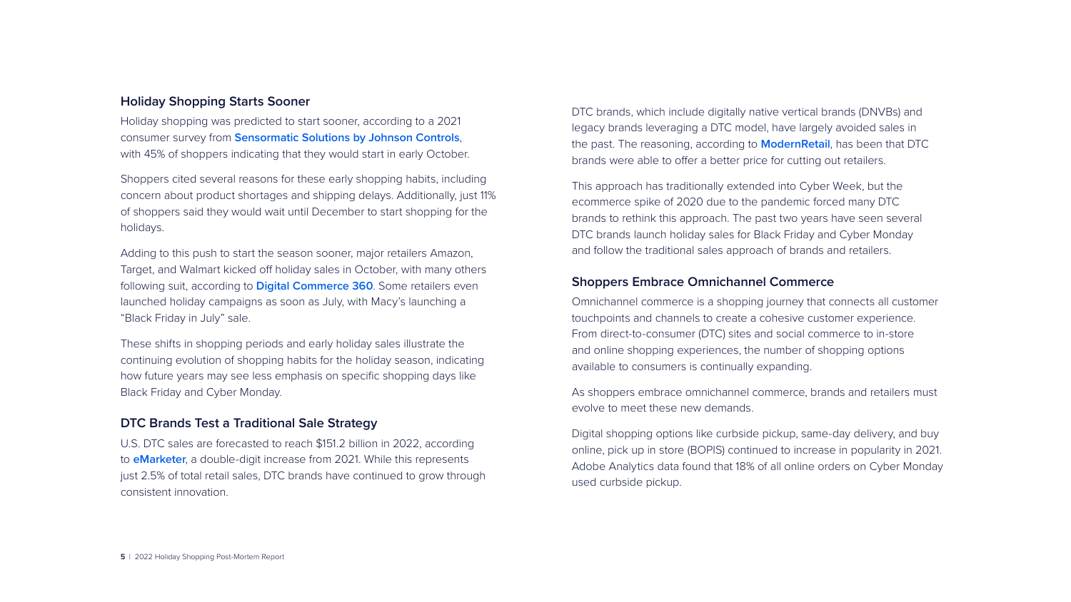### Holiday Shopping Starts Sooner

Holiday shopping was predicted to start sooner, according to a 2021 consumer survey from **Sensormatic Solutions by Johnson Controls**, with 45% of shoppers indicating that they would start in early October.

Shoppers cited several reasons for these early shopping habits, including concern about product shortages and shipping delays. Additionally, just 11% of shoppers said they would wait until December to start shopping for the holidays.

Adding to this push to start the season sooner, major retailers Amazon, Target, and Walmart kicked off holiday sales in October, with many others following suit, according to **Digital Commerce 360**. Some retailers even launched holiday campaigns as soon as July, with Macy's launching a "Black Friday in July" sale.

These shifts in shopping periods and early holiday sales illustrate the continuing evolution of shopping habits for the holiday season, indicating how future years may see less emphasis on specific shopping days like Black Friday and Cyber Monday.

### DTC Brands Test a Traditional Sale Strategy

U.S. DTC sales are forecasted to reach $151.2 billion in 2022, according to **eMarketer**, a double-digit increase from 2021. While this represents just 2.5% of total retail sales, DTC brands have continued to grow through consistent innovation.

DTC brands, which include digitally native vertical brands (DNVBs) and legacy brands leveraging a DTC model, have largely avoided sales in the past. The reasoning, according to **ModernRetail**, has been that DTC brands were able to offer a better price for cutting out retailers.

This approach has traditionally extended into Cyber Week, but the ecommerce spike of 2020 due to the pandemic forced many DTC brands to rethink this approach. The past two years have seen several DTC brands launch holiday sales for Black Friday and Cyber Monday and follow the traditional sales approach of brands and retailers.

### Shoppers Embrace Omnichannel Commerce

Omnichannel commerce is a shopping journey that connects all customer touchpoints and channels to create a cohesive customer experience. From direct-to-consumer (DTC) sites and social commerce to in-store and online shopping experiences, the number of shopping options available to consumers is continually expanding.

As shoppers embrace omnichannel commerce, brands and retailers must evolve to meet these new demands.

Digital shopping options like curbside pickup, same-day delivery, and buy online, pick up in store (BOPIS) continued to increase in popularity in 2021. Adobe Analytics data found that 18% of all online orders on Cyber Monday used curbside pickup.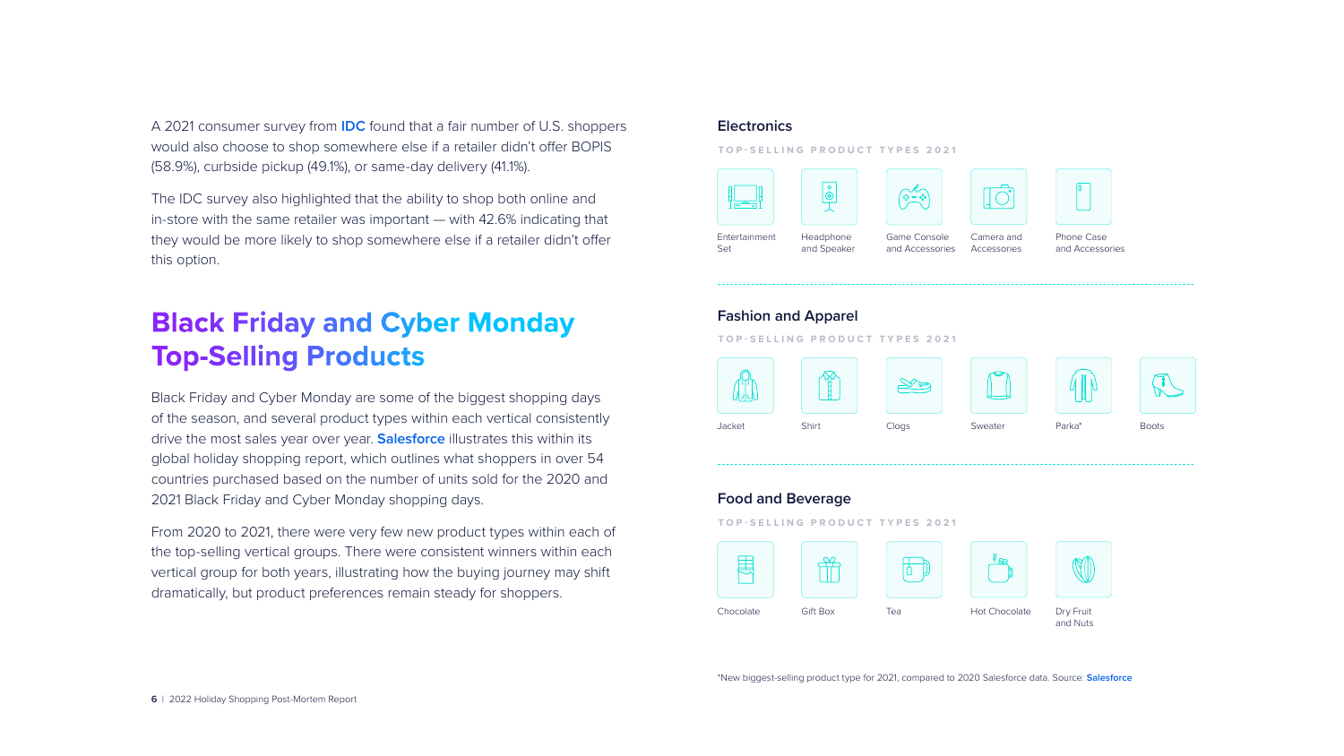A 2021 consumer survey from **IDC** found that a fair number of U.S. shoppers would also choose to shop somewhere else if a retailer didn't offer BOPIS (58.9%), curbside pickup (49.1%), or same-day delivery (41.1%).

The IDC survey also highlighted that the ability to shop both online and in-store with the same retailer was important — with 42.6% indicating that they would be more likely to shop somewhere else if a retailer didn't offer this option.

## Black Friday and Cyber Monday Top-Selling Products

Black Friday and Cyber Monday are some of the biggest shopping days of the season, and several product types within each vertical consistently drive the most sales year over year. **Salesforce** illustrates this within its global holiday shopping report, which outlines what shoppers in over 54 countries purchased based on the number of units sold for the 2020 and 2021 Black Friday and Cyber Monday shopping days.

From 2020 to 2021, there were very few new product types within each of the top-selling vertical groups. There were consistent winners within each vertical group for both years, illustrating how the buying journey may shift dramatically, but product preferences remain steady for shoppers.

### Electronics

TOP-SELLING PRODUCT TYPES 2021

- Entertainment Set
- Headphone and Speaker
- Game Console and Accessories
- Camera and Accessories
- Phone Case and Accessories

### Fashion and Apparel

TOP-SELLING PRODUCT TYPES 2021

- Jacket
- Shirt
- Clogs
- Sweater
- Parka*
- Boots

### Food and Beverage

TOP-SELLING PRODUCT TYPES 2021

- Chocolate
- Gift Box
- Tea
- Hot Chocolate
- Dry Fruit and Nuts

*New biggest-selling product type for 2021, compared to 2020 Salesforce data. Source: **Salesforce**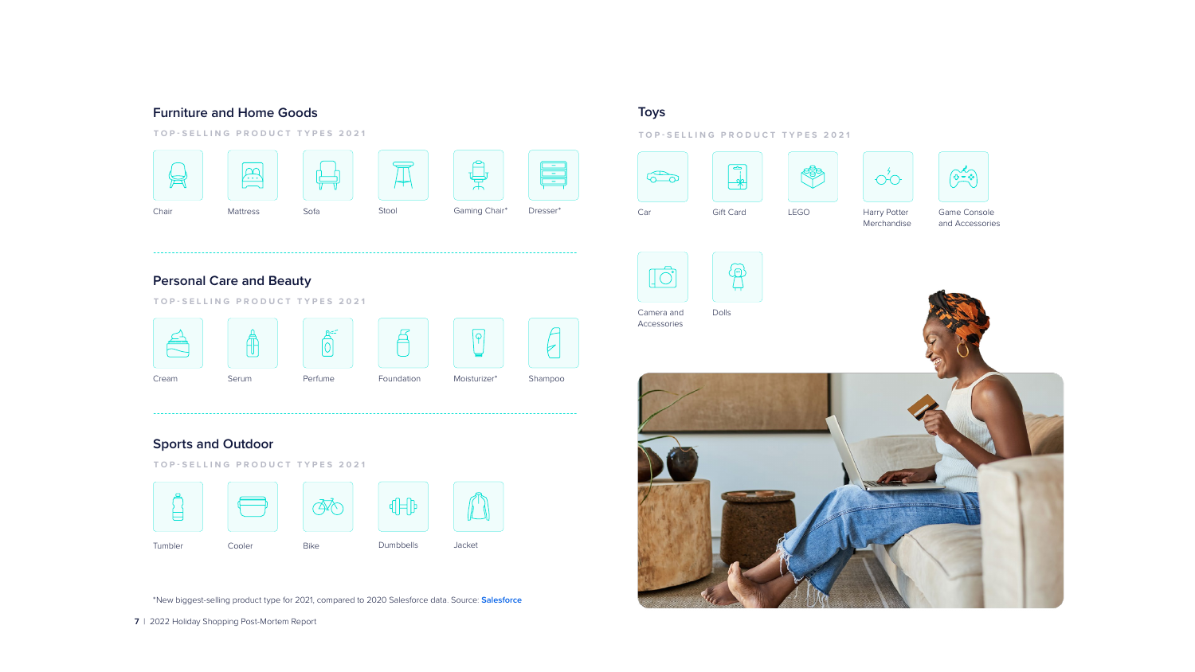## Furniture and Home Goods

TOP-SELLING PRODUCT TYPES 2021

- Chair
- Mattress
- Sofa
- Stool
- Gaming Chair*
- Dresser*

## Personal Care and Beauty

TOP-SELLING PRODUCT TYPES 2021

- Cream
- Serum
- Perfume
- Foundation
- Moisturizer*
- Shampoo

## Sports and Outdoor

TOP-SELLING PRODUCT TYPES 2021

- Tumbler
- Cooler
- Bike
- Dumbbells
- Jacket

## Toys

TOP-SELLING PRODUCT TYPES 2021

- Car
- Gift Card
- LEGO
- Harry Potter Merchandise
- Game Console and Accessories
- Camera and Accessories
- Dolls

*New biggest-selling product type for 2021, compared to 2020 Salesforce data. Source: **Salesforce**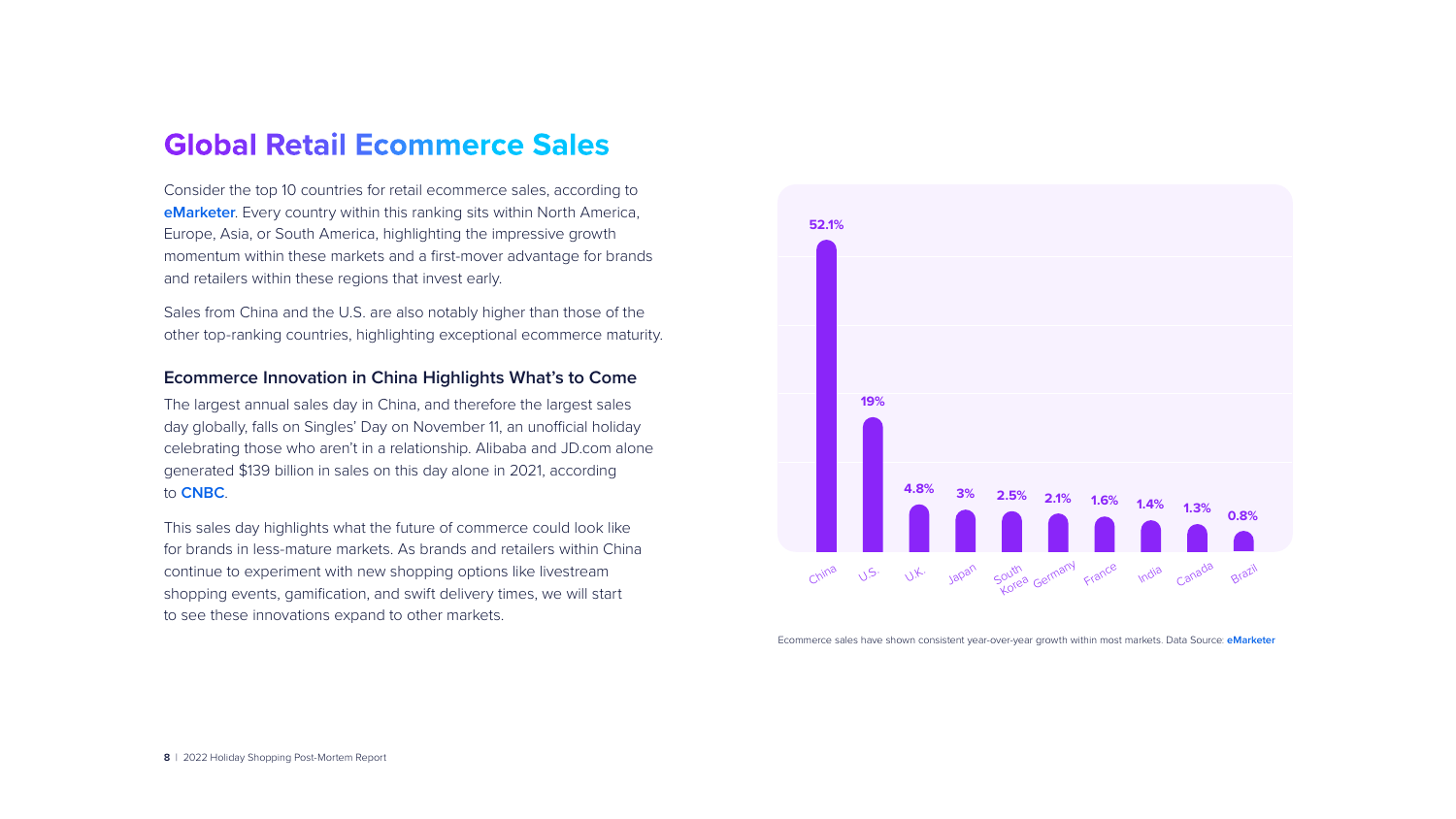## Global Retail Ecommerce Sales

Consider the top 10 countries for retail ecommerce sales, according to **eMarketer**. Every country within this ranking sits within North America, Europe, Asia, or South America, highlighting the impressive growth momentum within these markets and a first-mover advantage for brands and retailers within these regions that invest early.

Sales from China and the U.S. are also notably higher than those of the other top-ranking countries, highlighting exceptional ecommerce maturity.

### Ecommerce Innovation in China Highlights What's to Come

The largest annual sales day in China, and therefore the largest sales day globally, falls on Singles' Day on November 11, an unofficial holiday celebrating those who aren't in a relationship. Alibaba and JD.com alone generated $139 billion in sales on this day alone in 2021, according to **CNBC**.

This sales day highlights what the future of commerce could look like for brands in less-mature markets. As brands and retailers within China continue to experiment with new shopping options like livestream shopping events, gamification, and swift delivery times, we will start to see these innovations expand to other markets.

| Country | Share |
|---|---|
| China | 52.1% |
| U.S. | 19% |
| U.K. | 4.8% |
| Japan | 3% |
| South Korea | 2.5% |
| Germany | 2.1% |
| France | 1.6% |
| India | 1.4% |
| Canada | 1.3% |
| Brazil | 0.8% |

Ecommerce sales have shown consistent year-over-year growth within most markets. Data Source: **eMarketer**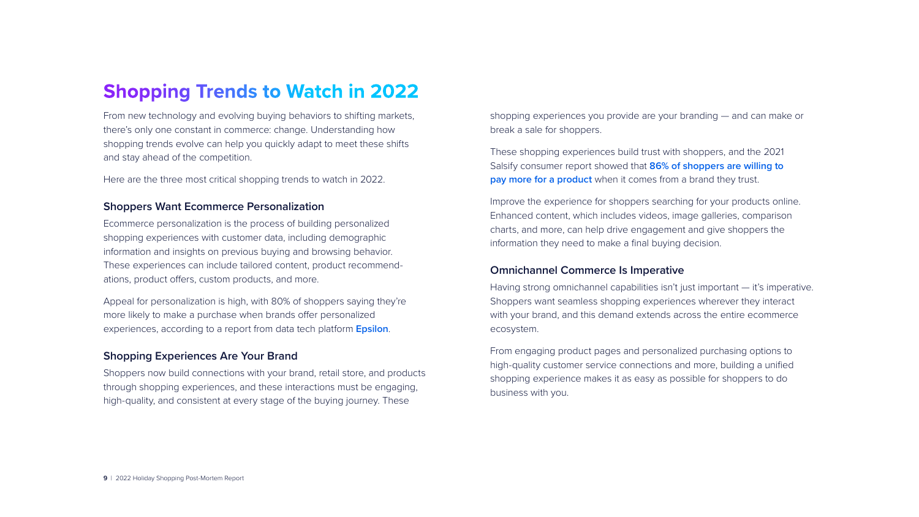# Shopping Trends to Watch in 2022

From new technology and evolving buying behaviors to shifting markets, there's only one constant in commerce: change. Understanding how shopping trends evolve can help you quickly adapt to meet these shifts and stay ahead of the competition.

Here are the three most critical shopping trends to watch in 2022.

### Shoppers Want Ecommerce Personalization

Ecommerce personalization is the process of building personalized shopping experiences with customer data, including demographic information and insights on previous buying and browsing behavior. These experiences can include tailored content, product recommendations, product offers, custom products, and more.

Appeal for personalization is high, with 80% of shoppers saying they're more likely to make a purchase when brands offer personalized experiences, according to a report from data tech platform **Epsilon**.

### Shopping Experiences Are Your Brand

Shoppers now build connections with your brand, retail store, and products through shopping experiences, and these interactions must be engaging, high-quality, and consistent at every stage of the buying journey. These shopping experiences you provide are your branding — and can make or break a sale for shoppers.

These shopping experiences build trust with shoppers, and the 2021 Salsify consumer report showed that **86% of shoppers are willing to pay more for a product** when it comes from a brand they trust.

Improve the experience for shoppers searching for your products online. Enhanced content, which includes videos, image galleries, comparison charts, and more, can help drive engagement and give shoppers the information they need to make a final buying decision.

### Omnichannel Commerce Is Imperative

Having strong omnichannel capabilities isn't just important — it's imperative. Shoppers want seamless shopping experiences wherever they interact with your brand, and this demand extends across the entire ecommerce ecosystem.

From engaging product pages and personalized purchasing options to high-quality customer service connections and more, building a unified shopping experience makes it as easy as possible for shoppers to do business with you.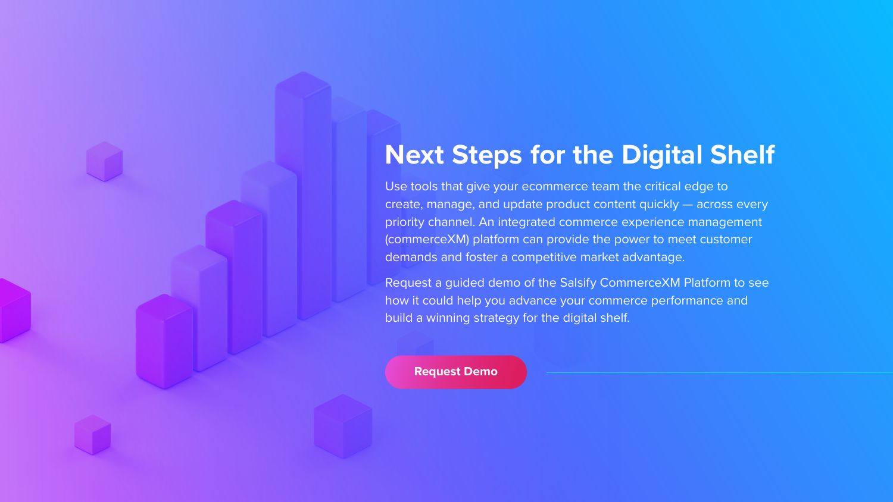# Next Steps for the Digital Shelf

Use tools that give your ecommerce team the critical edge to create, manage, and update product content quickly — across every priority channel. An integrated commerce experience management (commerceXM) platform can provide the power to meet customer demands and foster a competitive market advantage.

Request a guided demo of the Salsify CommerceXM Platform to see how it could help you advance your commerce performance and build a winning strategy for the digital shelf.

**Request Demo**